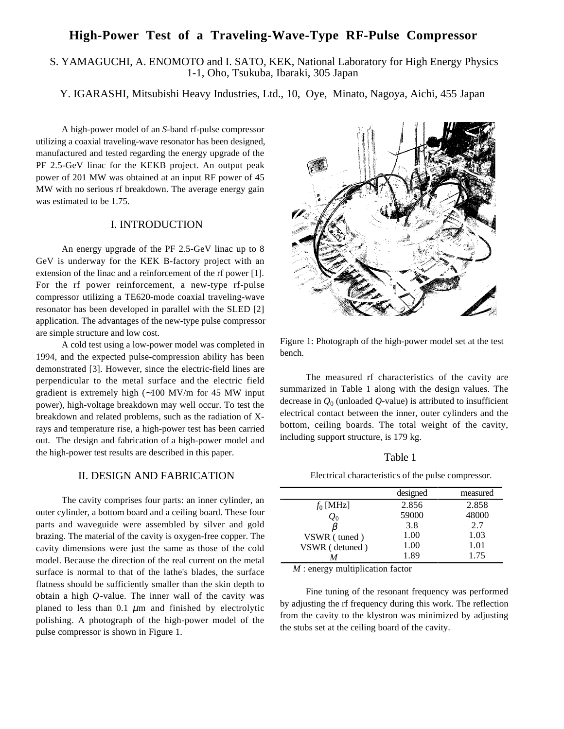# High-Power Test of a Traveling-Wave-Type RF-Pulse Compressor

S. YAMAGUCHI, A. ENOMOTO and I. SATO, KEK, National Laboratory for High Energy Physics
1-1, Oho, Tsukuba, Ibaraki, 305 Japan

Y. IGARASHI, Mitsubishi Heavy Industries, Ltd., 10, Oye, Minato, Nagoya, Aichi, 455 Japan

A high-power model of an *S*-band rf-pulse compressor utilizing a coaxial traveling-wave resonator has been designed, manufactured and tested regarding the energy upgrade of the PF 2.5-GeV linac for the KEKB project. An output peak power of 201 MW was obtained at an input RF power of 45 MW with no serious rf breakdown. The average energy gain was estimated to be 1.75.

## I. INTRODUCTION

An energy upgrade of the PF 2.5-GeV linac up to 8 GeV is underway for the KEK B-factory project with an extension of the linac and a reinforcement of the rf power [1]. For the rf power reinforcement, a new-type rf-pulse compressor utilizing a TE620-mode coaxial traveling-wave resonator has been developed in parallel with the SLED [2] application. The advantages of the new-type pulse compressor are simple structure and low cost.

A cold test using a low-power model was completed in 1994, and the expected pulse-compression ability has been demonstrated [3]. However, since the electric-field lines are perpendicular to the metal surface and the electric field gradient is extremely high (~100 MV/m for 45 MW input power), high-voltage breakdown may well occur. To test the breakdown and related problems, such as the radiation of X-rays and temperature rise, a high-power test has been carried out. The design and fabrication of a high-power model and the high-power test results are described in this paper.

## II. DESIGN AND FABRICATION

The cavity comprises four parts: an inner cylinder, an outer cylinder, a bottom board and a ceiling board. These four parts and waveguide were assembled by silver and gold brazing. The material of the cavity is oxygen-free copper. The cavity dimensions were just the same as those of the cold model. Because the direction of the real current on the metal surface is normal to that of the lathe's blades, the surface flatness should be sufficiently smaller than the skin depth to obtain a high *Q*-value. The inner wall of the cavity was planed to less than 0.1 $\mu$m and finished by electrolytic polishing. A photograph of the high-power model of the pulse compressor is shown in Figure 1.

Figure 1: Photograph of the high-power model set at the test bench.

The measured rf characteristics of the cavity are summarized in Table 1 along with the design values. The decrease in $Q_0$ (unloaded *Q*-value) is attributed to insufficient electrical contact between the inner, outer cylinders and the bottom, ceiling boards. The total weight of the cavity, including support structure, is 179 kg.

Table 1

Electrical characteristics of the pulse compressor.

| | designed | measured |
|---|---|---|
| $f_0$ [MHz] | 2.856 | 2.858 |
| $Q_0$ | 59000 | 48000 |
| $\beta$ | 3.8 | 2.7 |
| VSWR ( tuned ) | 1.00 | 1.03 |
| VSWR ( detuned ) | 1.00 | 1.01 |
| $M$ | 1.89 | 1.75 |

*M* : energy multiplication factor

Fine tuning of the resonant frequency was performed by adjusting the rf frequency during this work. The reflection from the cavity to the klystron was minimized by adjusting the stubs set at the ceiling board of the cavity.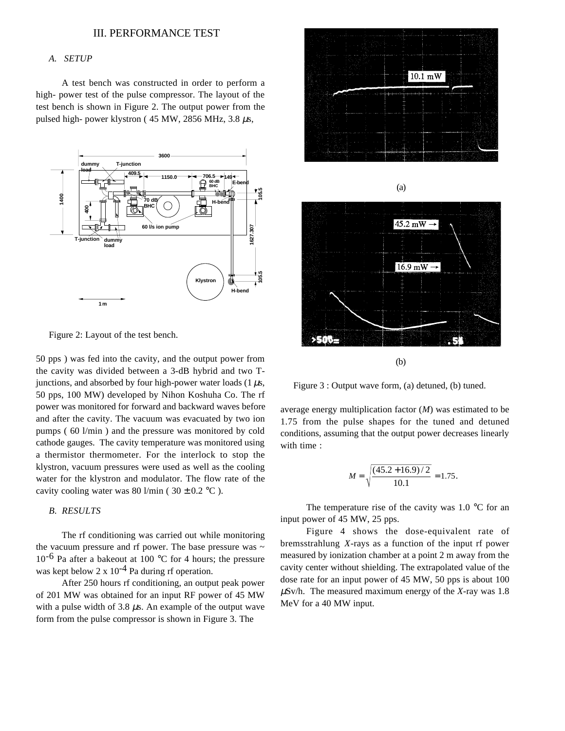## III. PERFORMANCE TEST

### *A. SETUP*

A test bench was constructed in order to perform a high- power test of the pulse compressor. The layout of the test bench is shown in Figure 2. The output power from the pulsed high- power klystron ( 45 MW, 2856 MHz, 3.8 $\mu$s, 50 pps ) was fed into the cavity, and the output power from the cavity was divided between a 3-dB hybrid and two T-junctions, and absorbed by four high-power water loads (1 $\mu$s, 50 pps, 100 MW) developed by Nihon Koshuha Co. The rf power was monitored for forward and backward waves before and after the cavity. The vacuum was evacuated by two ion pumps ( 60 l/min ) and the pressure was monitored by cold cathode gauges. The cavity temperature was monitored using a thermistor thermometer. For the interlock to stop the klystron, vacuum pressures were used as well as the cooling water for the klystron and modulator. The flow rate of the cavity cooling water was 80 l/min ( 30 ± 0.2 °C ).

Figure 2: Layout of the test bench.

### *B. RESULTS*

The rf conditioning was carried out while monitoring the vacuum pressure and rf power. The base pressure was ~ $10^{-6}$ Pa after a bakeout at 100 °C for 4 hours; the pressure was kept below 2 x $10^{-4}$ Pa during rf operation.

After 250 hours rf conditioning, an output peak power of 201 MW was obtained for an input RF power of 45 MW with a pulse width of 3.8 $\mu$s. An example of the output wave form from the pulse compressor is shown in Figure 3. The average energy multiplication factor ($M$) was estimated to be 1.75 from the pulse shapes for the tuned and detuned conditions, assuming that the output power decreases linearly with time :

$$M = \sqrt{\frac{(45.2 + 16.9)/2}{10.1}} = 1.75.$$

(a)

(b)

Figure 3 : Output wave form, (a) detuned, (b) tuned.

The temperature rise of the cavity was 1.0 °C for an input power of 45 MW, 25 pps.

Figure 4 shows the dose-equivalent rate of bremsstrahlung $X$-rays as a function of the input rf power measured by ionization chamber at a point 2 m away from the cavity center without shielding. The extrapolated value of the dose rate for an input power of 45 MW, 50 pps is about 100 $\mu$Sv/h. The measured maximum energy of the $X$-ray was 1.8 MeV for a 40 MW input.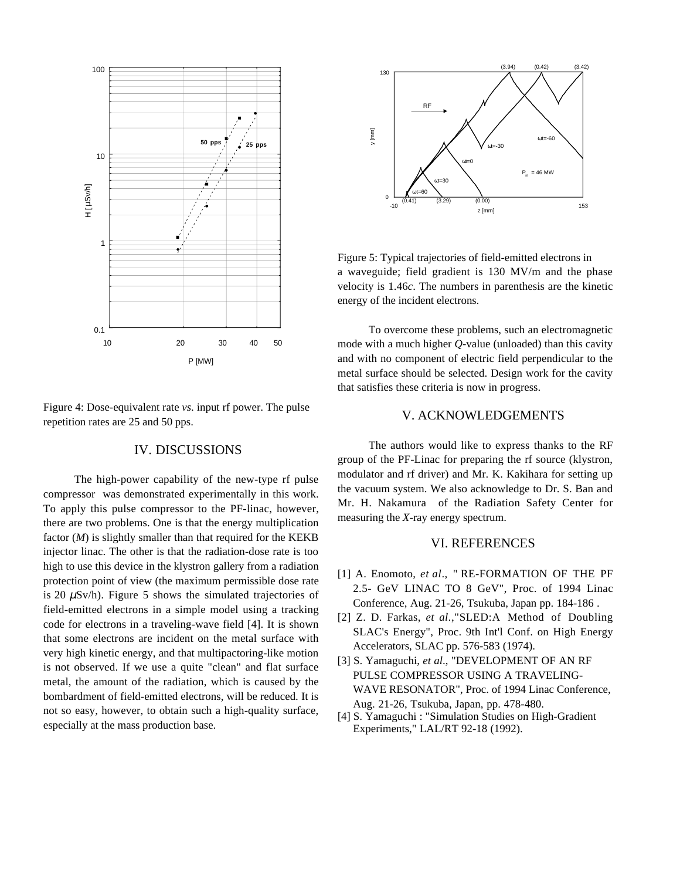100

10

1

0.1

10 20 30 40 50

P [MW]

H [μSv/h]

50 pps

25 pps

Figure 4: Dose-equivalent rate *vs.* input rf power. The pulse repetition rates are 25 and 50 pps.

## IV. DISCUSSIONS

The high-power capability of the new-type rf pulse compressor was demonstrated experimentally in this work. To apply this pulse compressor to the PF-linac, however, there are two problems. One is that the energy multiplication factor ($M$) is slightly smaller than that required for the KEKB injector linac. The other is that the radiation-dose rate is too high to use this device in the klystron gallery from a radiation protection point of view (the maximum permissible dose rate is 20 $\mu$Sv/h). Figure 5 shows the simulated trajectories of field-emitted electrons in a simple model using a tracking code for electrons in a traveling-wave field [4]. It is shown that some electrons are incident on the metal surface with very high kinetic energy, and that multipactoring-like motion is not observed. If we use a quite "clean" and flat surface metal, the amount of the radiation, which is caused by the bombardment of field-emitted electrons, will be reduced. It is not so easy, however, to obtain such a high-quality surface, especially at the mass production base.

(3.94) (0.42) (3.42)

130

RF

y [mm]

ωt=-60

ωt=-30

ωt=0

$P_{in}$ = 46 MW

ωt=30

ωt=60

0

(0.41) (3.29) (0.00)

-10 153

z [mm]

Figure 5: Typical trajectories of field-emitted electrons in a waveguide; field gradient is 130 MV/m and the phase velocity is 1.46*c*. The numbers in parenthesis are the kinetic energy of the incident electrons.

To overcome these problems, such an electromagnetic mode with a much higher *Q*-value (unloaded) than this cavity and with no component of electric field perpendicular to the metal surface should be selected. Design work for the cavity that satisfies these criteria is now in progress.

## V. ACKNOWLEDGEMENTS

The authors would like to express thanks to the RF group of the PF-Linac for preparing the rf source (klystron, modulator and rf driver) and Mr. K. Kakihara for setting up the vacuum system. We also acknowledge to Dr. S. Ban and Mr. H. Nakamura of the Radiation Safety Center for measuring the *X*-ray energy spectrum.

## VI. REFERENCES

[1] A. Enomoto, *et al*., " RE-FORMATION OF THE PF 2.5- GeV LINAC TO 8 GeV", Proc. of 1994 Linac Conference, Aug. 21-26, Tsukuba, Japan pp. 184-186 .

[2] Z. D. Farkas, *et al*.,"SLED:A Method of Doubling SLAC's Energy", Proc. 9th Int'l Conf. on High Energy Accelerators, SLAC pp. 576-583 (1974).

[3] S. Yamaguchi, *et al*., "DEVELOPMENT OF AN RF PULSE COMPRESSOR USING A TRAVELING-WAVE RESONATOR", Proc. of 1994 Linac Conference, Aug. 21-26, Tsukuba, Japan, pp. 478-480.

[4] S. Yamaguchi : "Simulation Studies on High-Gradient Experiments," LAL/RT 92-18 (1992).